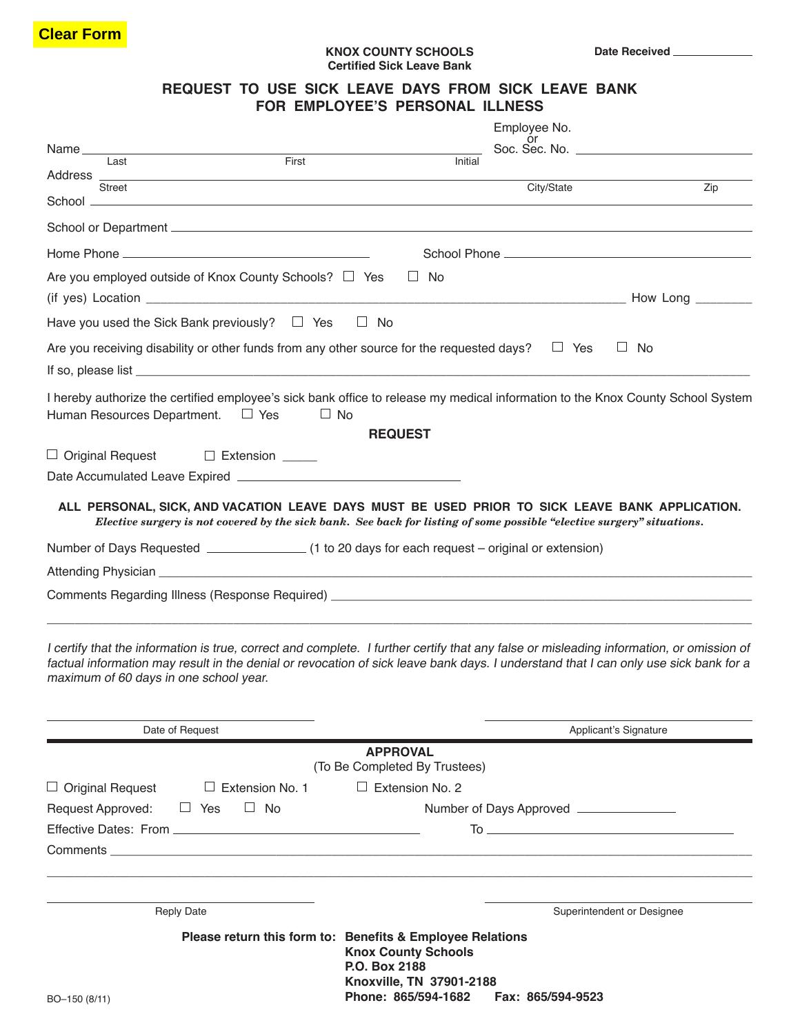Clear Form

**KNOX COUNTY SCHOOLS**
**Certified Sick Leave Bank**

Date Received ____________

## REQUEST TO USE SICK LEAVE DAYS FROM SICK LEAVE BANK FOR EMPLOYEE'S PERSONAL ILLNESS

Name ______________________________________________ Employee No. or Soc. Sec. No. ____________________
(Last) (First) (Initial)

Address ______________________________________________________________________
(Street) (City/State) (Zip)

School ______________________________________________________________________

School or Department ______________________________________________________________________

Home Phone ______________________ School Phone ______________________

Are you employed outside of Knox County Schools? ☐ Yes ☐ No

(if yes) Location ______________________________________________ How Long ________

Have you used the Sick Bank previously? ☐ Yes ☐ No

Are you receiving disability or other funds from any other source for the requested days? ☐ Yes ☐ No

If so, please list ______________________________________________________________________

I hereby authorize the certified employee's sick bank office to release my medical information to the Knox County School System Human Resources Department. ☐ Yes ☐ No

### REQUEST

☐ Original Request ☐ Extension _____

Date Accumulated Leave Expired ______________________________

**ALL PERSONAL, SICK, AND VACATION LEAVE DAYS MUST BE USED PRIOR TO SICK LEAVE BANK APPLICATION.**
***Elective surgery is not covered by the sick bank. See back for listing of some possible "elective surgery" situations.***

Number of Days Requested ______________ (1 to 20 days for each request – original or extension)

Attending Physician ______________________________________________________________________

Comments Regarding Illness (Response Required) ______________________________________________________________________

______________________________________________________________________

*I certify that the information is true, correct and complete. I further certify that any false or misleading information, or omission of factual information may result in the denial or revocation of sick leave bank days. I understand that I can only use sick bank for a maximum of 60 days in one school year.*

______________________________ ______________________________
Date of Request Applicant's Signature

### APPROVAL
(To Be Completed By Trustees)

☐ Original Request ☐ Extension No. 1 ☐ Extension No. 2

Request Approved: ☐ Yes ☐ No Number of Days Approved ______________

Effective Dates: From ______________________________ To ______________________________

Comments ______________________________________________________________________

______________________________________________________________________

______________________________ ______________________________
Reply Date Superintendent or Designee

**Please return this form to: Benefits & Employee Relations**
**Knox County Schools**
**P.O. Box 2188**
**Knoxville, TN 37901-2188**
**Phone: 865/594-1682 Fax: 865/594-9523**

BO–150 (8/11)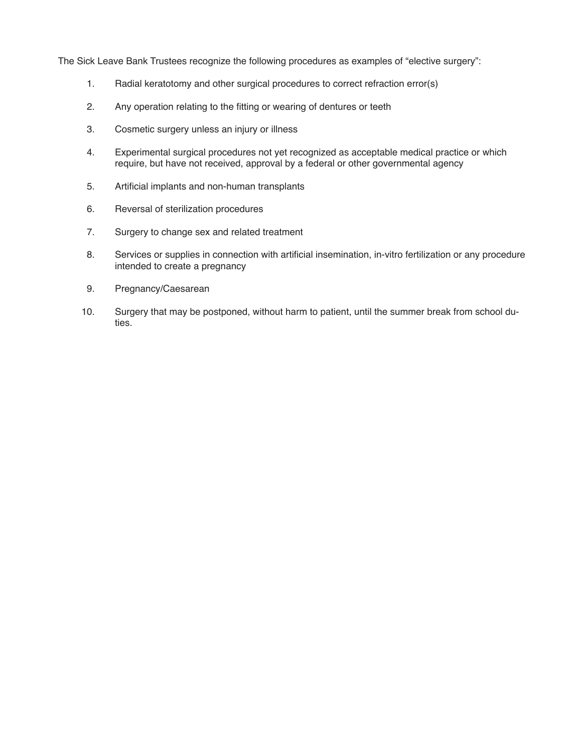The Sick Leave Bank Trustees recognize the following procedures as examples of "elective surgery":

1. Radial keratotomy and other surgical procedures to correct refraction error(s)
2. Any operation relating to the fitting or wearing of dentures or teeth
3. Cosmetic surgery unless an injury or illness
4. Experimental surgical procedures not yet recognized as acceptable medical practice or which require, but have not received, approval by a federal or other governmental agency
5. Artificial implants and non-human transplants
6. Reversal of sterilization procedures
7. Surgery to change sex and related treatment
8. Services or supplies in connection with artificial insemination, in-vitro fertilization or any procedure intended to create a pregnancy
9. Pregnancy/Caesarean
10. Surgery that may be postponed, without harm to patient, until the summer break from school duties.